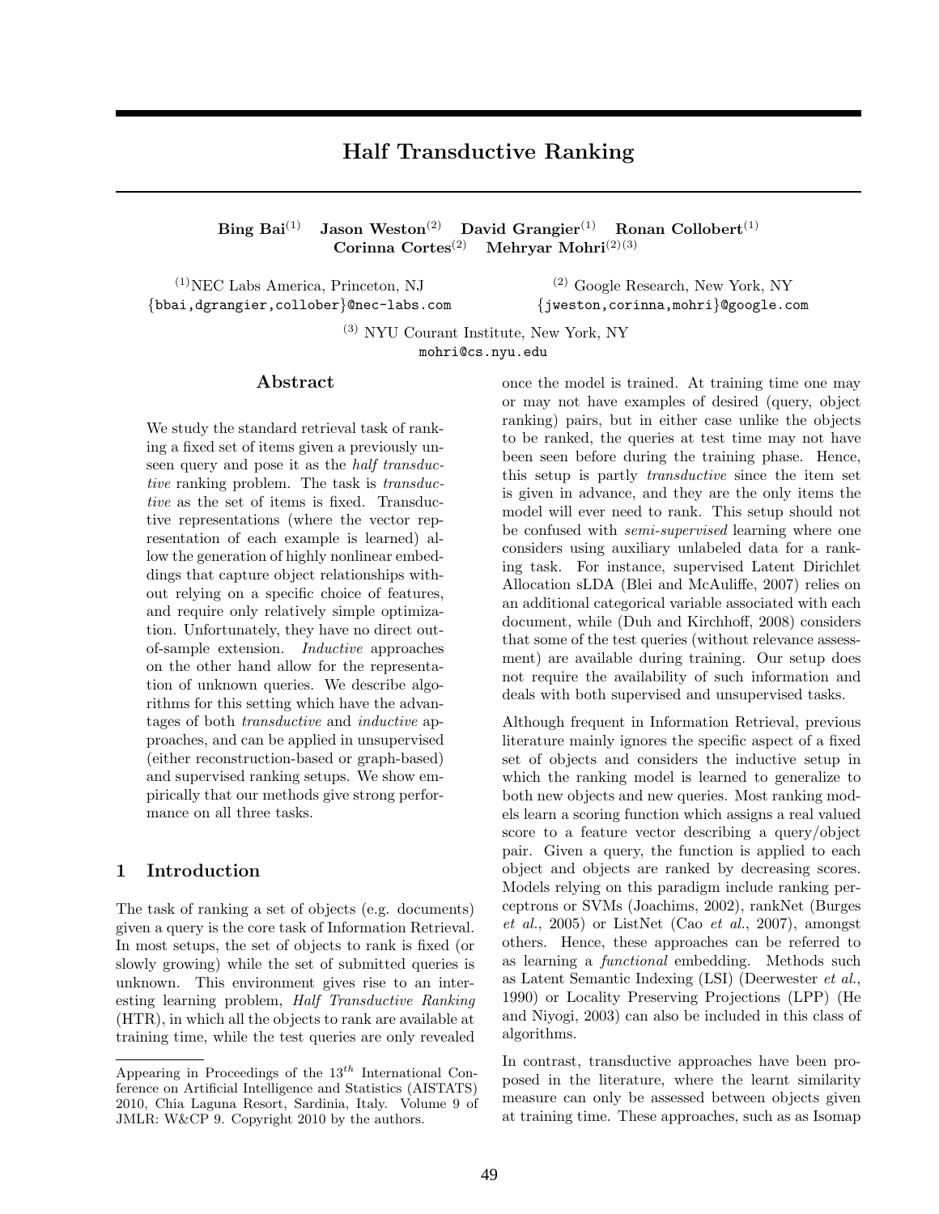# Half Transductive Ranking

**Bing Bai**[(1)] **Jason Weston**[(2)] **David Grangier**[(1)] **Ronan Collobert**[(1)]
**Corinna Cortes**[(2)] **Mehryar Mohri**[(2)(3)]

[(1)]NEC Labs America, Princeton, NJ
{bbai,dgrangier,collober}@nec-labs.com

[(2)] Google Research, New York, NY
{jweston,corinna,mohri}@google.com

[(3)] NYU Courant Institute, New York, NY
mohri@cs.nyu.edu

## Abstract

We study the standard retrieval task of ranking a fixed set of items given a previously unseen query and pose it as the *half transductive* ranking problem. The task is *transductive* as the set of items is fixed. Transductive representations (where the vector representation of each example is learned) allow the generation of highly nonlinear embeddings that capture object relationships without relying on a specific choice of features, and require only relatively simple optimization. Unfortunately, they have no direct out-of-sample extension. *Inductive* approaches on the other hand allow for the representation of unknown queries. We describe algorithms for this setting which have the advantages of both *transductive* and *inductive* approaches, and can be applied in unsupervised (either reconstruction-based or graph-based) and supervised ranking setups. We show empirically that our methods give strong performance on all three tasks.

## 1 Introduction

The task of ranking a set of objects (e.g. documents) given a query is the core task of Information Retrieval. In most setups, the set of objects to rank is fixed (or slowly growing) while the set of submitted queries is unknown. This environment gives rise to an interesting learning problem, *Half Transductive Ranking* (HTR), in which all the objects to rank are available at training time, while the test queries are only revealed once the model is trained. At training time one may or may not have examples of desired (query, object ranking) pairs, but in either case unlike the objects to be ranked, the queries at test time may not have been seen before during the training phase. Hence, this setup is partly *transductive* since the item set is given in advance, and they are the only items the model will ever need to rank. This setup should not be confused with *semi-supervised* learning where one considers using auxiliary unlabeled data for a ranking task. For instance, supervised Latent Dirichlet Allocation sLDA (Blei and McAuliffe, 2007) relies on an additional categorical variable associated with each document, while (Duh and Kirchhoff, 2008) considers that some of the test queries (without relevance assessment) are available during training. Our setup does not require the availability of such information and deals with both supervised and unsupervised tasks.

Although frequent in Information Retrieval, previous literature mainly ignores the specific aspect of a fixed set of objects and considers the inductive setup in which the ranking model is learned to generalize to both new objects and new queries. Most ranking models learn a scoring function which assigns a real valued score to a feature vector describing a query/object pair. Given a query, the function is applied to each object and objects are ranked by decreasing scores. Models relying on this paradigm include ranking perceptrons or SVMs (Joachims, 2002), rankNet (Burges *et al.*, 2005) or ListNet (Cao *et al.*, 2007), amongst others. Hence, these approaches can be referred to as learning a *functional* embedding. Methods such as Latent Semantic Indexing (LSI) (Deerwester *et al.*, 1990) or Locality Preserving Projections (LPP) (He and Niyogi, 2003) can also be included in this class of algorithms.

In contrast, transductive approaches have been proposed in the literature, where the learnt similarity measure can only be assessed between objects given at training time. These approaches, such as as Isomap

Appearing in Proceedings of the 13[th] International Conference on Artificial Intelligence and Statistics (AISTATS) 2010, Chia Laguna Resort, Sardinia, Italy. Volume 9 of JMLR: W&CP 9. Copyright 2010 by the authors.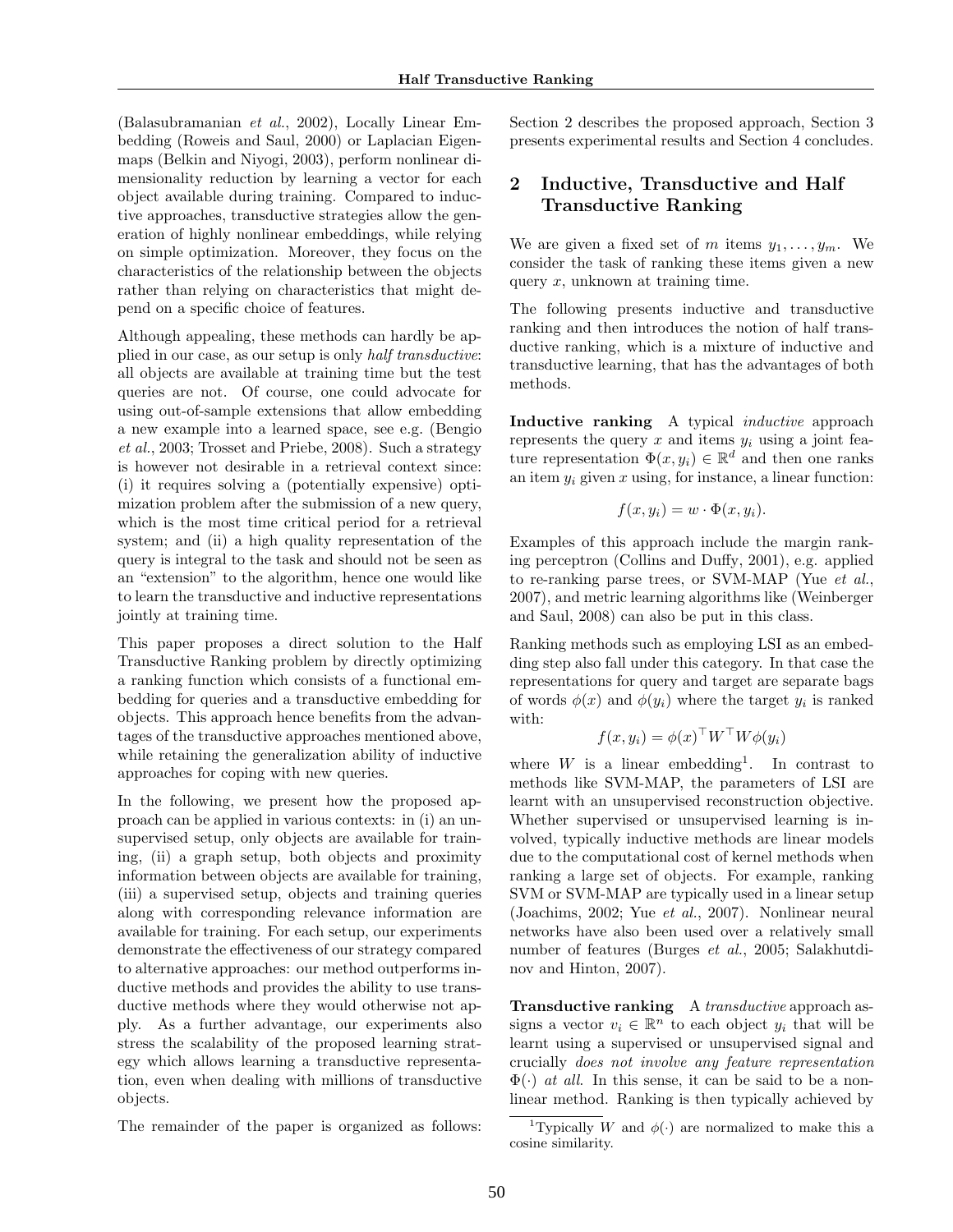(Balasubramanian *et al.*, 2002), Locally Linear Embedding (Roweis and Saul, 2000) or Laplacian Eigenmaps (Belkin and Niyogi, 2003), perform nonlinear dimensionality reduction by learning a vector for each object available during training. Compared to inductive approaches, transductive strategies allow the generation of highly nonlinear embeddings, while relying on simple optimization. Moreover, they focus on the characteristics of the relationship between the objects rather than relying on characteristics that might depend on a specific choice of features.

Although appealing, these methods can hardly be applied in our case, as our setup is only *half transductive*: all objects are available at training time but the test queries are not. Of course, one could advocate for using out-of-sample extensions that allow embedding a new example into a learned space, see e.g. (Bengio *et al.*, 2003; Trosset and Priebe, 2008). Such a strategy is however not desirable in a retrieval context since: (i) it requires solving a (potentially expensive) optimization problem after the submission of a new query, which is the most time critical period for a retrieval system; and (ii) a high quality representation of the query is integral to the task and should not be seen as an "extension" to the algorithm, hence one would like to learn the transductive and inductive representations jointly at training time.

This paper proposes a direct solution to the Half Transductive Ranking problem by directly optimizing a ranking function which consists of a functional embedding for queries and a transductive embedding for objects. This approach hence benefits from the advantages of the transductive approaches mentioned above, while retaining the generalization ability of inductive approaches for coping with new queries.

In the following, we present how the proposed approach can be applied in various contexts: in (i) an unsupervised setup, only objects are available for training, (ii) a graph setup, both objects and proximity information between objects are available for training, (iii) a supervised setup, objects and training queries along with corresponding relevance information are available for training. For each setup, our experiments demonstrate the effectiveness of our strategy compared to alternative approaches: our method outperforms inductive methods and provides the ability to use transductive methods where they would otherwise not apply. As a further advantage, our experiments also stress the scalability of the proposed learning strategy which allows learning a transductive representation, even when dealing with millions of transductive objects.

The remainder of the paper is organized as follows: Section 2 describes the proposed approach, Section 3 presents experimental results and Section 4 concludes.

## 2 Inductive, Transductive and Half Transductive Ranking

We are given a fixed set of $m$ items $y_1, \ldots, y_m$. We consider the task of ranking these items given a new query $x$, unknown at training time.

The following presents inductive and transductive ranking and then introduces the notion of half transductive ranking, which is a mixture of inductive and transductive learning, that has the advantages of both methods.

**Inductive ranking** A typical *inductive* approach represents the query $x$ and items $y_i$ using a joint feature representation $\Phi(x, y_i) \in \mathbb{R}^d$ and then one ranks an item $y_i$ given $x$ using, for instance, a linear function:

$$f(x, y_i) = w \cdot \Phi(x, y_i).$$

Examples of this approach include the margin ranking perceptron (Collins and Duffy, 2001), e.g. applied to re-ranking parse trees, or SVM-MAP (Yue *et al.*, 2007), and metric learning algorithms like (Weinberger and Saul, 2008) can also be put in this class.

Ranking methods such as employing LSI as an embedding step also fall under this category. In that case the representations for query and target are separate bags of words $\phi(x)$ and $\phi(y_i)$ where the target $y_i$ is ranked with:

$$f(x, y_i) = \phi(x)^\top W^\top W \phi(y_i)$$

where $W$ is a linear embedding[1]. In contrast to methods like SVM-MAP, the parameters of LSI are learnt with an unsupervised reconstruction objective. Whether supervised or unsupervised learning is involved, typically inductive methods are linear models due to the computational cost of kernel methods when ranking a large set of objects. For example, ranking SVM or SVM-MAP are typically used in a linear setup (Joachims, 2002; Yue *et al.*, 2007). Nonlinear neural networks have also been used over a relatively small number of features (Burges *et al.*, 2005; Salakhutdinov and Hinton, 2007).

**Transductive ranking** A *transductive* approach assigns a vector $v_i \in \mathbb{R}^n$ to each object $y_i$ that will be learnt using a supervised or unsupervised signal and crucially *does not involve any feature representation* $\Phi(\cdot)$ *at all*. In this sense, it can be said to be a nonlinear method. Ranking is then typically achieved by

[1] Typically $W$ and $\phi(\cdot)$ are normalized to make this a cosine similarity.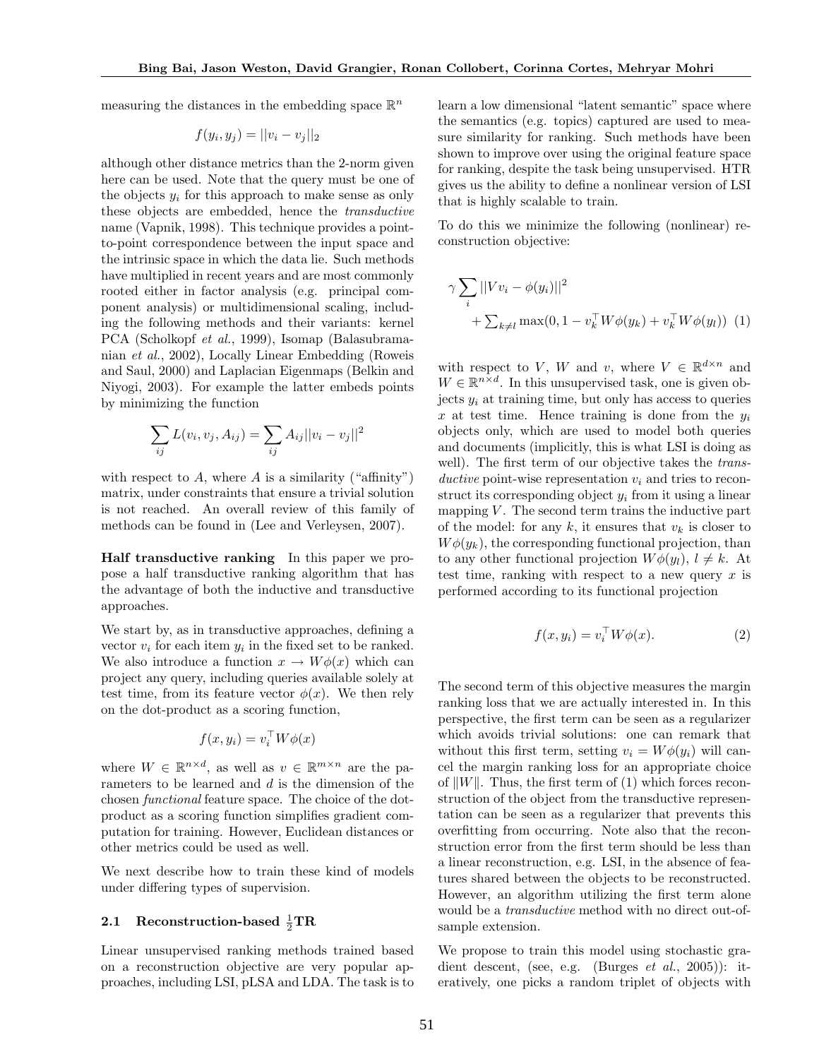measuring the distances in the embedding space $\mathbb{R}^n$

$$f(y_i, y_j) = ||v_i - v_j||_2$$

although other distance metrics than the 2-norm given here can be used. Note that the query must be one of the objects $y_i$ for this approach to make sense as only these objects are embedded, hence the *transductive* name (Vapnik, 1998). This technique provides a point-to-point correspondence between the input space and the intrinsic space in which the data lie. Such methods have multiplied in recent years and are most commonly rooted either in factor analysis (e.g. principal component analysis) or multidimensional scaling, including the following methods and their variants: kernel PCA (Scholkopf *et al.*, 1999), Isomap (Balasubramanian *et al.*, 2002), Locally Linear Embedding (Roweis and Saul, 2000) and Laplacian Eigenmaps (Belkin and Niyogi, 2003). For example the latter embeds points by minimizing the function

$$\sum_{ij} L(v_i, v_j, A_{ij}) = \sum_{ij} A_{ij} ||v_i - v_j||^2$$

with respect to $A$, where $A$ is a similarity ("affinity") matrix, under constraints that ensure a trivial solution is not reached. An overall review of this family of methods can be found in (Lee and Verleysen, 2007).

**Half transductive ranking** In this paper we propose a half transductive ranking algorithm that has the advantage of both the inductive and transductive approaches.

We start by, as in transductive approaches, defining a vector $v_i$ for each item $y_i$ in the fixed set to be ranked. We also introduce a function $x \rightarrow W\phi(x)$ which can project any query, including queries available solely at test time, from its feature vector $\phi(x)$. We then rely on the dot-product as a scoring function,

$$f(x, y_i) = v_i^\top W \phi(x)$$

where $W \in \mathbb{R}^{n \times d}$, as well as $v \in \mathbb{R}^{m \times n}$ are the parameters to be learned and $d$ is the dimension of the chosen *functional* feature space. The choice of the dot-product as a scoring function simplifies gradient computation for training. However, Euclidean distances or other metrics could be used as well.

We next describe how to train these kind of models under differing types of supervision.

### 2.1 Reconstruction-based $\frac{1}{2}$TR

Linear unsupervised ranking methods trained based on a reconstruction objective are very popular approaches, including LSI, pLSA and LDA. The task is to learn a low dimensional "latent semantic" space where the semantics (e.g. topics) captured are used to measure similarity for ranking. Such methods have been shown to improve over using the original feature space for ranking, despite the task being unsupervised. HTR gives us the ability to define a nonlinear version of LSI that is highly scalable to train.

To do this we minimize the following (nonlinear) reconstruction objective:

$$\gamma \sum_i ||V v_i - \phi(y_i)||^2 + \sum_{k \neq l} \max(0, 1 - v_k^\top W \phi(y_k) + v_k^\top W \phi(y_l)) \quad (1)$$

with respect to $V$, $W$ and $v$, where $V \in \mathbb{R}^{d \times n}$ and $W \in \mathbb{R}^{n \times d}$. In this unsupervised task, one is given objects $y_i$ at training time, but only has access to queries $x$ at test time. Hence training is done from the $y_i$ objects only, which are used to model both queries and documents (implicitly, this is what LSI is doing as well). The first term of our objective takes the *transductive* point-wise representation $v_i$ and tries to reconstruct its corresponding object $y_i$ from it using a linear mapping $V$. The second term trains the inductive part of the model: for any $k$, it ensures that $v_k$ is closer to $W\phi(y_k)$, the corresponding functional projection, than to any other functional projection $W\phi(y_l)$, $l \neq k$. At test time, ranking with respect to a new query $x$ is performed according to its functional projection

$$f(x, y_i) = v_i^\top W \phi(x). \quad (2)$$

The second term of this objective measures the margin ranking loss that we are actually interested in. In this perspective, the first term can be seen as a regularizer which avoids trivial solutions: one can remark that without this first term, setting $v_i = W\phi(y_i)$ will cancel the margin ranking loss for an appropriate choice of $\|W\|$. Thus, the first term of (1) which forces reconstruction of the object from the transductive representation can be seen as a regularizer that prevents this overfitting from occurring. Note also that the reconstruction error from the first term should be less than a linear reconstruction, e.g. LSI, in the absence of features shared between the objects to be reconstructed. However, an algorithm utilizing the first term alone would be a *transductive* method with no direct out-of-sample extension.

We propose to train this model using stochastic gradient descent, (see, e.g. (Burges *et al.*, 2005)): iteratively, one picks a random triplet of objects with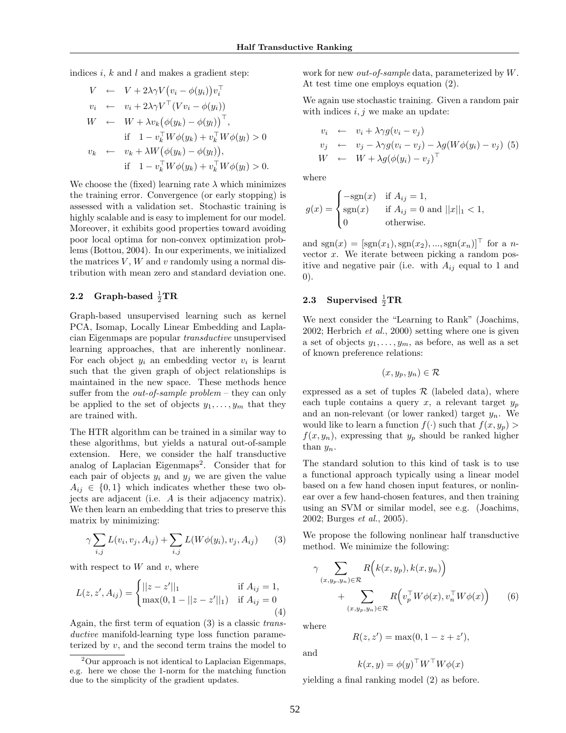indices $i$, $k$ and $l$ and makes a gradient step:

$$
\begin{aligned}
V &\leftarrow V + 2\lambda\gamma V\big(v_i - \phi(y_i)\big)v_i^\top \\
v_i &\leftarrow v_i + 2\lambda\gamma V^\top(Vv_i - \phi(y_i)) \\
W &\leftarrow W + \lambda v_k\big(\phi(y_k) - \phi(y_l)\big)^\top, \\
&\quad\ \text{if} \quad 1 - v_k^\top W\phi(y_k) + v_k^\top W\phi(y_l) > 0 \\
v_k &\leftarrow v_k + \lambda W\big(\phi(y_k) - \phi(y_l)\big), \\
&\quad\ \text{if} \quad 1 - v_k^\top W\phi(y_k) + v_k^\top W\phi(y_l) > 0.
\end{aligned}
$$

We choose the (fixed) learning rate $\lambda$ which minimizes the training error. Convergence (or early stopping) is assessed with a validation set. Stochastic training is highly scalable and is easy to implement for our model. Moreover, it exhibits good properties toward avoiding poor local optima for non-convex optimization problems (Bottou, 2004). In our experiments, we initialized the matrices $V$, $W$ and $v$ randomly using a normal distribution with mean zero and standard deviation one.

## 2.2 Graph-based $\frac{1}{2}$TR

Graph-based unsupervised learning such as kernel PCA, Isomap, Locally Linear Embedding and Laplacian Eigenmaps are popular *transductive* unsupervised learning approaches, that are inherently nonlinear. For each object $y_i$ an embedding vector $v_i$ is learnt such that the given graph of object relationships is maintained in the new space. These methods hence suffer from the *out-of-sample problem* – they can only be applied to the set of objects $y_1, \ldots, y_m$ that they are trained with.

The HTR algorithm can be trained in a similar way to these algorithms, but yields a natural out-of-sample extension. Here, we consider the half transductive analog of Laplacian Eigenmaps[2]. Consider that for each pair of objects $y_i$ and $y_j$ we are given the value $A_{ij} \in \{0, 1\}$ which indicates whether these two objects are adjacent (i.e. $A$ is their adjacency matrix). We then learn an embedding that tries to preserve this matrix by minimizing:

$$
\gamma \sum_{i,j} L(v_i, v_j, A_{ij}) + \sum_{i,j} L(W\phi(y_i), v_j, A_{ij}) \qquad (3)
$$

with respect to $W$ and $v$, where

$$
L(z, z', A_{ij}) = \begin{cases} ||z - z'||_1 & \text{if } A_{ij} = 1, \\ \max(0, 1 - ||z - z'||_1) & \text{if } A_{ij} = 0 \end{cases} \qquad (4)
$$

Again, the first term of equation (3) is a classic *transductive* manifold-learning type loss function parameterized by $v$, and the second term trains the model to work for new *out-of-sample* data, parameterized by $W$. At test time one employs equation (2).

[2] Our approach is not identical to Laplacian Eigenmaps, e.g. here we chose the 1-norm for the matching function due to the simplicity of the gradient updates.

We again use stochastic training. Given a random pair with indices $i, j$ we make an update:

$$
\begin{aligned}
v_i &\leftarrow v_i + \lambda\gamma g(v_i - v_j) \\
v_j &\leftarrow v_j - \lambda\gamma g(v_i - v_j) - \lambda g(W\phi(y_i) - v_j) \\
W &\leftarrow W + \lambda g(\phi(y_i) - v_j)^\top
\end{aligned} \qquad (5)
$$

where

$$
g(x) = \begin{cases} -\text{sgn}(x) & \text{if } A_{ij} = 1, \\ \text{sgn}(x) & \text{if } A_{ij} = 0 \text{ and } ||x||_1 < 1, \\ 0 & \text{otherwise.} \end{cases}
$$

and $\text{sgn}(x) = [\text{sgn}(x_1), \text{sgn}(x_2), ..., \text{sgn}(x_n)]^\top$ for a $n$-vector $x$. We iterate between picking a random positive and negative pair (i.e. with $A_{ij}$ equal to 1 and 0).

## 2.3 Supervised $\frac{1}{2}$TR

We next consider the "Learning to Rank" (Joachims, 2002; Herbrich *et al.*, 2000) setting where one is given a set of objects $y_1, \ldots, y_m$, as before, as well as a set of known preference relations:

$$
(x, y_p, y_n) \in \mathcal{R}
$$

expressed as a set of tuples $\mathcal{R}$ (labeled data), where each tuple contains a query $x$, a relevant target $y_p$ and an non-relevant (or lower ranked) target $y_n$. We would like to learn a function $f(\cdot)$ such that $f(x, y_p) > f(x, y_n)$, expressing that $y_p$ should be ranked higher than $y_n$.

The standard solution to this kind of task is to use a functional approach typically using a linear model based on a few hand chosen input features, or nonlinear over a few hand-chosen features, and then training using an SVM or similar model, see e.g. (Joachims, 2002; Burges *et al.*, 2005).

We propose the following nonlinear half transductive method. We minimize the following:

$$
\gamma \sum_{(x,y_p,y_n)\in\mathcal{R}} R\Big(k(x, y_p), k(x, y_n)\Big) + \sum_{(x,y_p,y_n)\in\mathcal{R}} R\Big(v_p^\top W\phi(x), v_n^\top W\phi(x)\Big) \qquad (6)
$$

where

$$
R(z, z') = \max(0, 1 - z + z'),
$$

and

$$
k(x, y) = \phi(y)^\top W^\top W\phi(x)
$$

yielding a final ranking model (2) as before.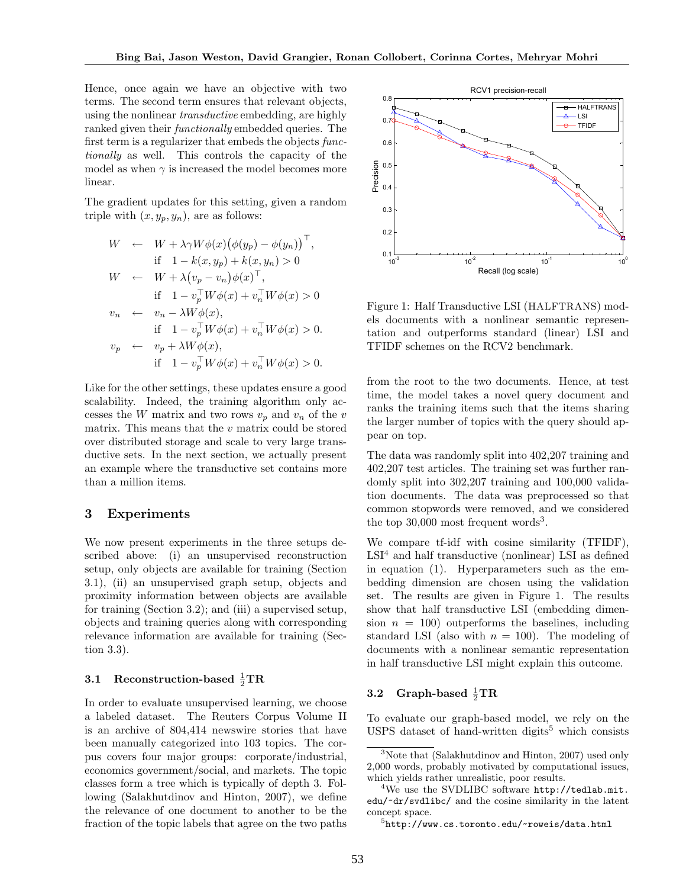Hence, once again we have an objective with two terms. The second term ensures that relevant objects, using the nonlinear *transductive* embedding, are highly ranked given their *functionally* embedded queries. The first term is a regularizer that embeds the objects *functionally* as well. This controls the capacity of the model as when $\gamma$ is increased the model becomes more linear.

The gradient updates for this setting, given a random triple with $(x, y_p, y_n)$, are as follows:

$$
\begin{aligned}
W &\leftarrow W + \lambda\gamma W\phi(x)\big(\phi(y_p) - \phi(y_n)\big)^\top, \\
&\quad \text{if} \quad 1 - k(x, y_p) + k(x, y_n) > 0 \\
W &\leftarrow W + \lambda\big(v_p - v_n\big)\phi(x)^\top, \\
&\quad \text{if} \quad 1 - v_p^\top W\phi(x) + v_n^\top W\phi(x) > 0 \\
v_n &\leftarrow v_n - \lambda W\phi(x), \\
&\quad \text{if} \quad 1 - v_p^\top W\phi(x) + v_n^\top W\phi(x) > 0. \\
v_p &\leftarrow v_p + \lambda W\phi(x), \\
&\quad \text{if} \quad 1 - v_p^\top W\phi(x) + v_n^\top W\phi(x) > 0.
\end{aligned}
$$

Like for the other settings, these updates ensure a good scalability. Indeed, the training algorithm only accesses the $W$ matrix and two rows $v_p$ and $v_n$ of the $v$ matrix. This means that the $v$ matrix could be stored over distributed storage and scale to very large transductive sets. In the next section, we actually present an example where the transductive set contains more than a million items.

## 3 Experiments

We now present experiments in the three setups described above: (i) an unsupervised reconstruction setup, only objects are available for training (Section 3.1), (ii) an unsupervised graph setup, objects and proximity information between objects are available for training (Section 3.2); and (iii) a supervised setup, objects and training queries along with corresponding relevance information are available for training (Section 3.3).

### 3.1 Reconstruction-based $\frac{1}{2}$TR

In order to evaluate unsupervised learning, we choose a labeled dataset. The Reuters Corpus Volume II is an archive of 804,414 newswire stories that have been manually categorized into 103 topics. The corpus covers four major groups: corporate/industrial, economics government/social, and markets. The topic classes form a tree which is typically of depth 3. Following (Salakhutdinov and Hinton, 2007), we define the relevance of one document to another to be the fraction of the topic labels that agree on the two paths from the root to the two documents. Hence, at test time, the model takes a novel query document and ranks the training items such that the items sharing the larger number of topics with the query should appear on top.

Figure 1: Half Transductive LSI (HALFTRANS) models documents with a nonlinear semantic representation and outperforms standard (linear) LSI and TFIDF schemes on the RCV2 benchmark.

The data was randomly split into 402,207 training and 402,207 test articles. The training set was further randomly split into 302,207 training and 100,000 validation documents. The data was preprocessed so that common stopwords were removed, and we considered the top 30,000 most frequent words[3].

We compare tf-idf with cosine similarity (TFIDF), LSI[4] and half transductive (nonlinear) LSI as defined in equation (1). Hyperparameters such as the embedding dimension are chosen using the validation set. The results are given in Figure 1. The results show that half transductive LSI (embedding dimension $n = 100$) outperforms the baselines, including standard LSI (also with $n = 100$). The modeling of documents with a nonlinear semantic representation in half transductive LSI might explain this outcome.

### 3.2 Graph-based $\frac{1}{2}$TR

To evaluate our graph-based model, we rely on the USPS dataset of hand-written digits[5] which consists

[3]Note that (Salakhutdinov and Hinton, 2007) used only 2,000 words, probably motivated by computational issues, which yields rather unrealistic, poor results.

[4]We use the SVDLIBC software `http://tedlab.mit.edu/~dr/svdlibc/` and the cosine similarity in the latent concept space.

[5]`http://www.cs.toronto.edu/~roweis/data.html`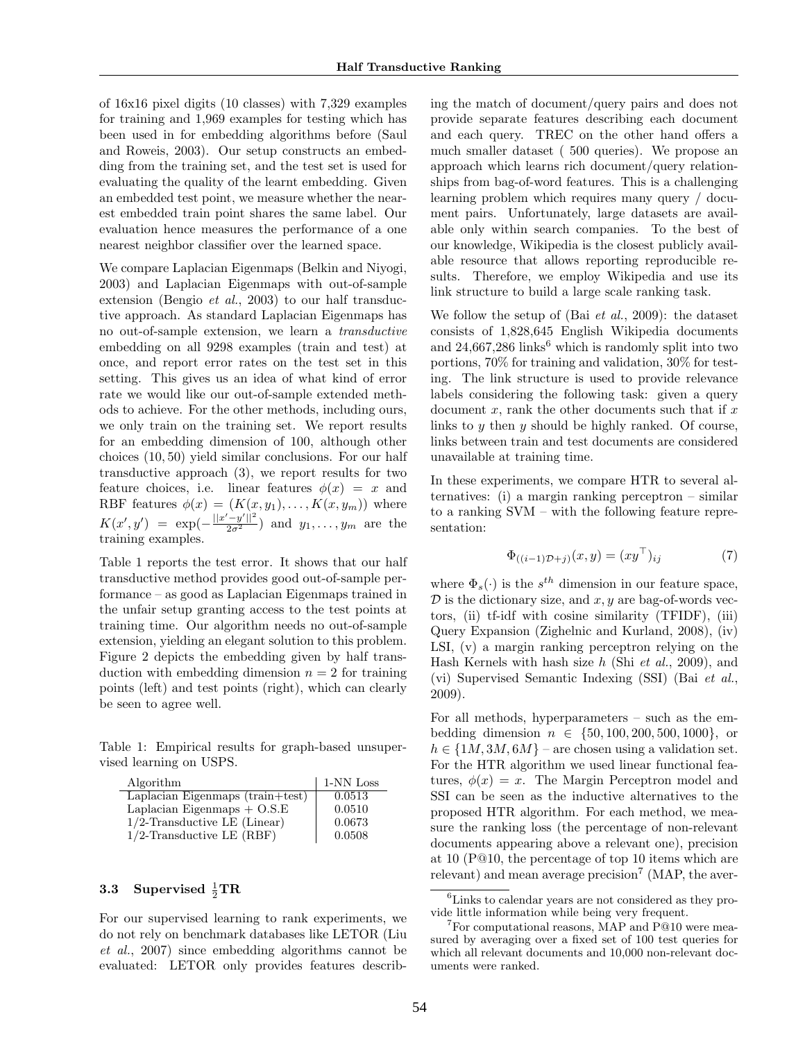of 16x16 pixel digits (10 classes) with 7,329 examples for training and 1,969 examples for testing which has been used in for embedding algorithms before (Saul and Roweis, 2003). Our setup constructs an embedding from the training set, and the test set is used for evaluating the quality of the learnt embedding. Given an embedded test point, we measure whether the nearest embedded train point shares the same label. Our evaluation hence measures the performance of a one nearest neighbor classifier over the learned space.

We compare Laplacian Eigenmaps (Belkin and Niyogi, 2003) and Laplacian Eigenmaps with out-of-sample extension (Bengio *et al.*, 2003) to our half transductive approach. As standard Laplacian Eigenmaps has no out-of-sample extension, we learn a *transductive* embedding on all 9298 examples (train and test) at once, and report error rates on the test set in this setting. This gives us an idea of what kind of error rate we would like our out-of-sample extended methods to achieve. For the other methods, including ours, we only train on the training set. We report results for an embedding dimension of 100, although other choices (10, 50) yield similar conclusions. For our half transductive approach (3), we report results for two feature choices, i.e. linear features $\phi(x) = x$ and RBF features $\phi(x) = (K(x, y_1), \ldots, K(x, y_m))$ where $K(x', y') = \exp(-\frac{||x'-y'||^2}{2\sigma^2})$ and $y_1, \ldots, y_m$ are the training examples.

Table 1 reports the test error. It shows that our half transductive method provides good out-of-sample performance – as good as Laplacian Eigenmaps trained in the unfair setup granting access to the test points at training time. Our algorithm needs no out-of-sample extension, yielding an elegant solution to this problem. Figure 2 depicts the embedding given by half transduction with embedding dimension $n = 2$ for training points (left) and test points (right), which can clearly be seen to agree well.

Table 1: Empirical results for graph-based unsupervised learning on USPS.

| Algorithm | 1-NN Loss |
|---|---|
| Laplacian Eigenmaps (train+test) | 0.0513 |
| Laplacian Eigenmaps + O.S.E | 0.0510 |
| 1/2-Transductive LE (Linear) | 0.0673 |
| 1/2-Transductive LE (RBF) | 0.0508 |

### 3.3 Supervised $\frac{1}{2}$TR

For our supervised learning to rank experiments, we do not rely on benchmark databases like LETOR (Liu *et al.*, 2007) since embedding algorithms cannot be evaluated: LETOR only provides features describing the match of document/query pairs and does not provide separate features describing each document and each query. TREC on the other hand offers a much smaller dataset ( 500 queries). We propose an approach which learns rich document/query relationships from bag-of-word features. This is a challenging learning problem which requires many query / document pairs. Unfortunately, large datasets are available only within search companies. To the best of our knowledge, Wikipedia is the closest publicly available resource that allows reporting reproducible results. Therefore, we employ Wikipedia and use its link structure to build a large scale ranking task.

We follow the setup of (Bai *et al.*, 2009): the dataset consists of 1,828,645 English Wikipedia documents and 24,667,286 links[6] which is randomly split into two portions, 70% for training and validation, 30% for testing. The link structure is used to provide relevance labels considering the following task: given a query document $x$, rank the other documents such that if $x$ links to $y$ then $y$ should be highly ranked. Of course, links between train and test documents are considered unavailable at training time.

In these experiments, we compare HTR to several alternatives: (i) a margin ranking perceptron – similar to a ranking SVM – with the following feature representation:

$$\Phi_{((i-1)\mathcal{D}+j)}(x, y) = (xy^\top)_{ij} \tag{7}$$

where $\Phi_s(\cdot)$ is the $s^{th}$ dimension in our feature space, $\mathcal{D}$ is the dictionary size, and $x, y$ are bag-of-words vectors, (ii) tf-idf with cosine similarity (TFIDF), (iii) Query Expansion (Zighelnic and Kurland, 2008), (iv) LSI, (v) a margin ranking perceptron relying on the Hash Kernels with hash size $h$ (Shi *et al.*, 2009), and (vi) Supervised Semantic Indexing (SSI) (Bai *et al.*, 2009).

For all methods, hyperparameters – such as the embedding dimension $n \in \{50, 100, 200, 500, 1000\}$, or $h \in \{1M, 3M, 6M\}$ – are chosen using a validation set. For the HTR algorithm we used linear functional features, $\phi(x) = x$. The Margin Perceptron model and SSI can be seen as the inductive alternatives to the proposed HTR algorithm. For each method, we measure the ranking loss (the percentage of non-relevant documents appearing above a relevant one), precision at 10 (P@10, the percentage of top 10 items which are relevant) and mean average precision[7] (MAP, the aver-

[6] Links to calendar years are not considered as they provide little information while being very frequent.

[7] For computational reasons, MAP and P@10 were measured by averaging over a fixed set of 100 test queries for which all relevant documents and 10,000 non-relevant documents were ranked.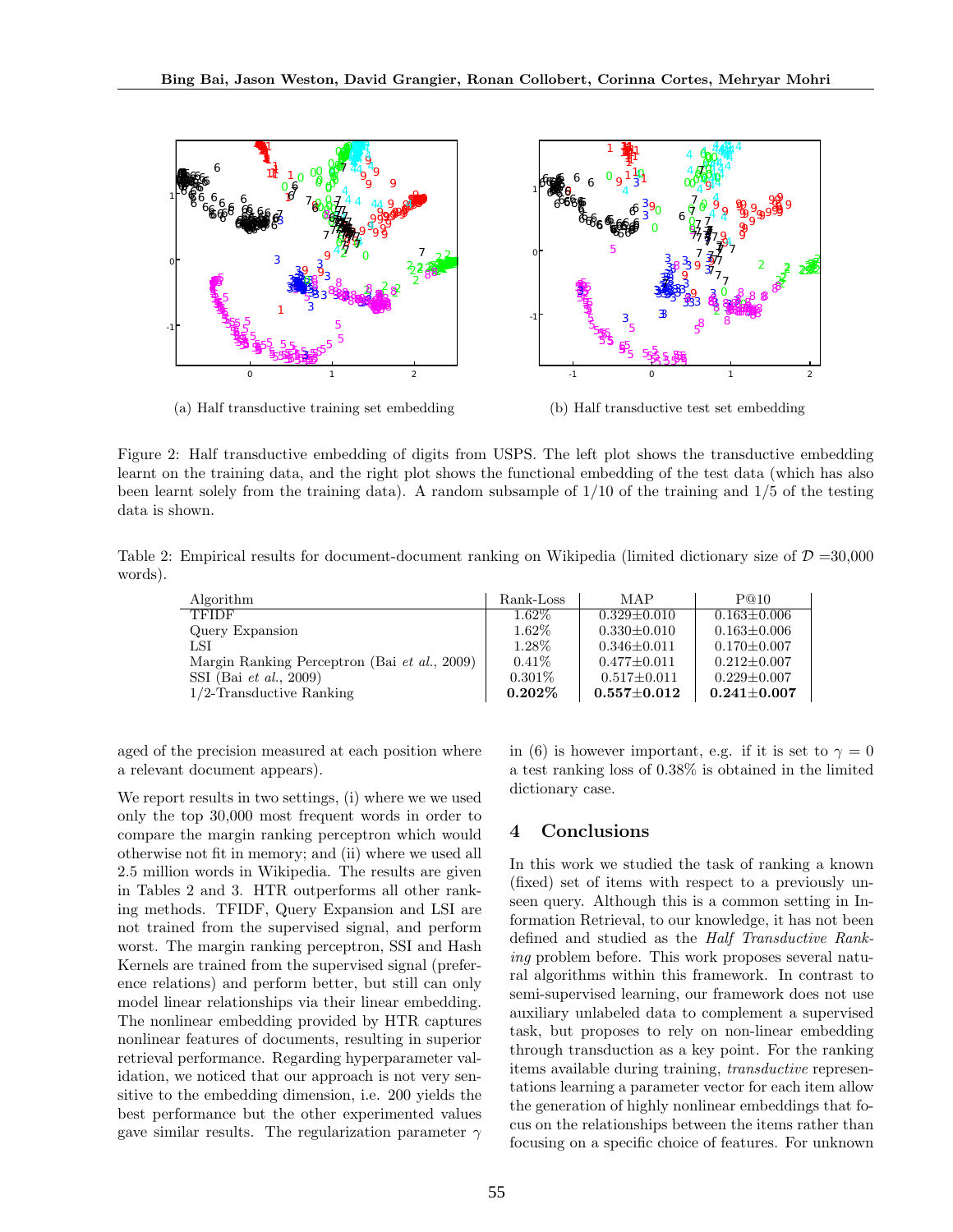(a) Half transductive training set embedding

(b) Half transductive test set embedding

Figure 2: Half transductive embedding of digits from USPS. The left plot shows the transductive embedding learnt on the training data, and the right plot shows the functional embedding of the test data (which has also been learnt solely from the training data). A random subsample of 1/10 of the training and 1/5 of the testing data is shown.

Table 2: Empirical results for document-document ranking on Wikipedia (limited dictionary size of $\mathcal{D}$ =30,000 words).

| Algorithm | Rank-Loss | MAP | P@10 |
|---|---|---|---|
| TFIDF | 1.62% | 0.329±0.010 | 0.163±0.006 |
| Query Expansion | 1.62% | 0.330±0.010 | 0.163±0.006 |
| LSI | 1.28% | 0.346±0.011 | 0.170±0.007 |
| Margin Ranking Perceptron (Bai *et al.*, 2009) | 0.41% | 0.477±0.011 | 0.212±0.007 |
| SSI (Bai *et al.*, 2009) | 0.301% | 0.517±0.011 | 0.229±0.007 |
| 1/2-Transductive Ranking | **0.202%** | **0.557±0.012** | **0.241±0.007** |

aged of the precision measured at each position where a relevant document appears).

We report results in two settings, (i) where we we used only the top 30,000 most frequent words in order to compare the margin ranking perceptron which would otherwise not fit in memory; and (ii) where we used all 2.5 million words in Wikipedia. The results are given in Tables 2 and 3. HTR outperforms all other ranking methods. TFIDF, Query Expansion and LSI are not trained from the supervised signal, and perform worst. The margin ranking perceptron, SSI and Hash Kernels are trained from the supervised signal (preference relations) and perform better, but still can only model linear relationships via their linear embedding. The nonlinear embedding provided by HTR captures nonlinear features of documents, resulting in superior retrieval performance. Regarding hyperparameter validation, we noticed that our approach is not very sensitive to the embedding dimension, i.e. 200 yields the best performance but the other experimented values gave similar results. The regularization parameter $\gamma$ in (6) is however important, e.g. if it is set to $\gamma = 0$ a test ranking loss of 0.38% is obtained in the limited dictionary case.

## 4 Conclusions

In this work we studied the task of ranking a known (fixed) set of items with respect to a previously unseen query. Although this is a common setting in Information Retrieval, to our knowledge, it has not been defined and studied as the *Half Transductive Ranking* problem before. This work proposes several natural algorithms within this framework. In contrast to semi-supervised learning, our framework does not use auxiliary unlabeled data to complement a supervised task, but proposes to rely on non-linear embedding through transduction as a key point. For the ranking items available during training, *transductive* representations learning a parameter vector for each item allow the generation of highly nonlinear embeddings that focus on the relationships between the items rather than focusing on a specific choice of features. For unknown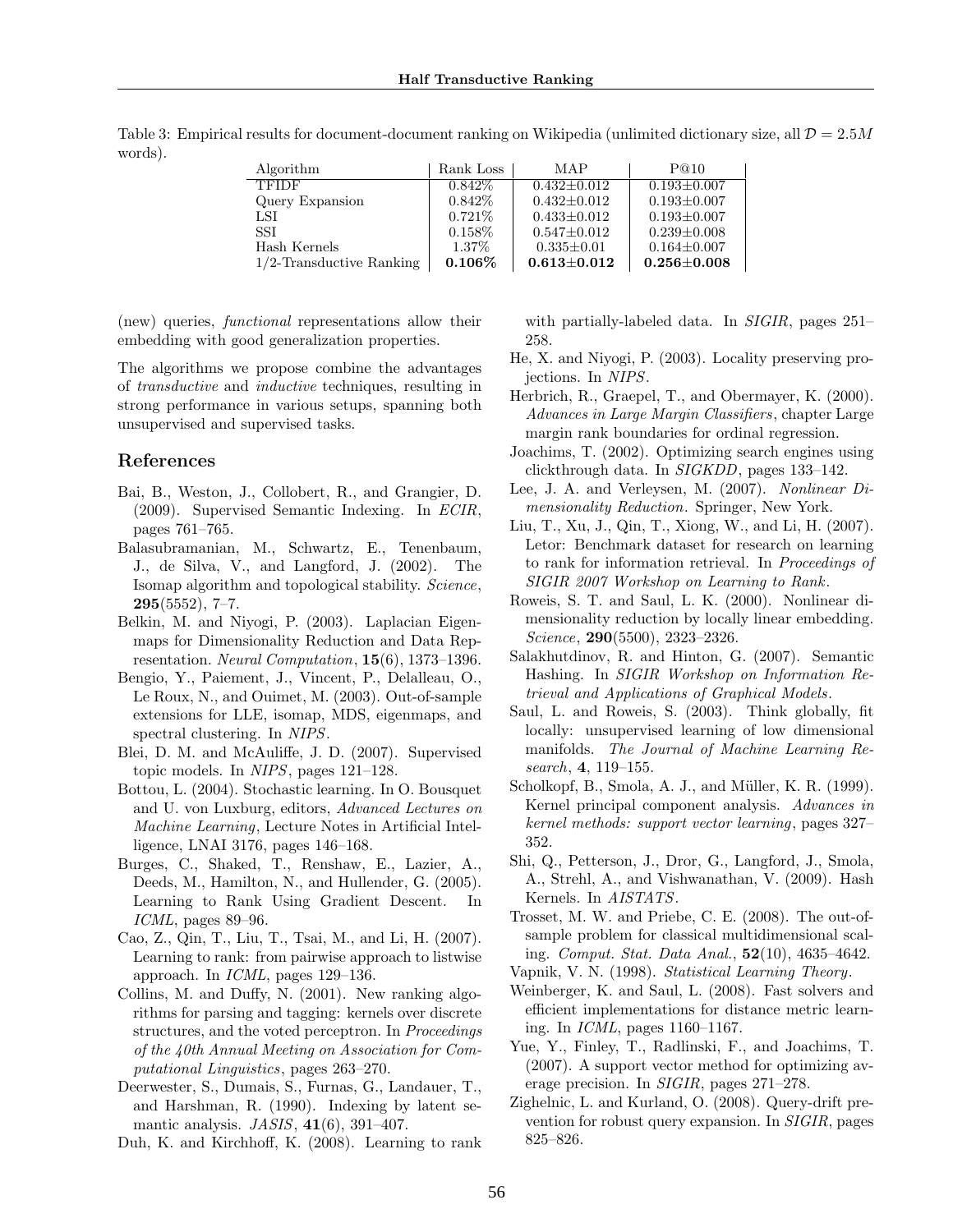Table 3: Empirical results for document-document ranking on Wikipedia (unlimited dictionary size, all $\mathcal{D} = 2.5M$ words).

| Algorithm | Rank Loss | MAP | P@10 |
|---|---|---|---|
| TFIDF | 0.842% | 0.432±0.012 | 0.193±0.007 |
| Query Expansion | 0.842% | 0.432±0.012 | 0.193±0.007 |
| LSI | 0.721% | 0.433±0.012 | 0.193±0.007 |
| SSI | 0.158% | 0.547±0.012 | 0.239±0.008 |
| Hash Kernels | 1.37% | 0.335±0.01 | 0.164±0.007 |
| 1/2-Transductive Ranking | **0.106%** | **0.613±0.012** | **0.256±0.008** |

(new) queries, *functional* representations allow their embedding with good generalization properties.

The algorithms we propose combine the advantages of *transductive* and *inductive* techniques, resulting in strong performance in various setups, spanning both unsupervised and supervised tasks.

## References

Bai, B., Weston, J., Collobert, R., and Grangier, D. (2009). Supervised Semantic Indexing. In *ECIR*, pages 761–765.

Balasubramanian, M., Schwartz, E., Tenenbaum, J., de Silva, V., and Langford, J. (2002). The Isomap algorithm and topological stability. *Science*, **295**(5552), 7–7.

Belkin, M. and Niyogi, P. (2003). Laplacian Eigenmaps for Dimensionality Reduction and Data Representation. *Neural Computation*, **15**(6), 1373–1396.

Bengio, Y., Paiement, J., Vincent, P., Delalleau, O., Le Roux, N., and Ouimet, M. (2003). Out-of-sample extensions for LLE, isomap, MDS, eigenmaps, and spectral clustering. In *NIPS*.

Blei, D. M. and McAuliffe, J. D. (2007). Supervised topic models. In *NIPS*, pages 121–128.

Bottou, L. (2004). Stochastic learning. In O. Bousquet and U. von Luxburg, editors, *Advanced Lectures on Machine Learning*, Lecture Notes in Artificial Intelligence, LNAI 3176, pages 146–168.

Burges, C., Shaked, T., Renshaw, E., Lazier, A., Deeds, M., Hamilton, N., and Hullender, G. (2005). Learning to Rank Using Gradient Descent. In *ICML*, pages 89–96.

Cao, Z., Qin, T., Liu, T., Tsai, M., and Li, H. (2007). Learning to rank: from pairwise approach to listwise approach. In *ICML*, pages 129–136.

Collins, M. and Duffy, N. (2001). New ranking algorithms for parsing and tagging: kernels over discrete structures, and the voted perceptron. In *Proceedings of the 40th Annual Meeting on Association for Computational Linguistics*, pages 263–270.

Deerwester, S., Dumais, S., Furnas, G., Landauer, T., and Harshman, R. (1990). Indexing by latent semantic analysis. *JASIS*, **41**(6), 391–407.

Duh, K. and Kirchhoff, K. (2008). Learning to rank with partially-labeled data. In *SIGIR*, pages 251–258.

He, X. and Niyogi, P. (2003). Locality preserving projections. In *NIPS*.

Herbrich, R., Graepel, T., and Obermayer, K. (2000). *Advances in Large Margin Classifiers*, chapter Large margin rank boundaries for ordinal regression.

Joachims, T. (2002). Optimizing search engines using clickthrough data. In *SIGKDD*, pages 133–142.

Lee, J. A. and Verleysen, M. (2007). *Nonlinear Dimensionality Reduction*. Springer, New York.

Liu, T., Xu, J., Qin, T., Xiong, W., and Li, H. (2007). Letor: Benchmark dataset for research on learning to rank for information retrieval. In *Proceedings of SIGIR 2007 Workshop on Learning to Rank*.

Roweis, S. T. and Saul, L. K. (2000). Nonlinear dimensionality reduction by locally linear embedding. *Science*, **290**(5500), 2323–2326.

Salakhutdinov, R. and Hinton, G. (2007). Semantic Hashing. In *SIGIR Workshop on Information Retrieval and Applications of Graphical Models*.

Saul, L. and Roweis, S. (2003). Think globally, fit locally: unsupervised learning of low dimensional manifolds. *The Journal of Machine Learning Research*, **4**, 119–155.

Scholkopf, B., Smola, A. J., and Müller, K. R. (1999). Kernel principal component analysis. *Advances in kernel methods: support vector learning*, pages 327–352.

Shi, Q., Petterson, J., Dror, G., Langford, J., Smola, A., Strehl, A., and Vishwanathan, V. (2009). Hash Kernels. In *AISTATS*.

Trosset, M. W. and Priebe, C. E. (2008). The out-of-sample problem for classical multidimensional scaling. *Comput. Stat. Data Anal.*, **52**(10), 4635–4642.

Vapnik, V. N. (1998). *Statistical Learning Theory*.

Weinberger, K. and Saul, L. (2008). Fast solvers and efficient implementations for distance metric learning. In *ICML*, pages 1160–1167.

Yue, Y., Finley, T., Radlinski, F., and Joachims, T. (2007). A support vector method for optimizing average precision. In *SIGIR*, pages 271–278.

Zighelnic, L. and Kurland, O. (2008). Query-drift prevention for robust query expansion. In *SIGIR*, pages 825–826.